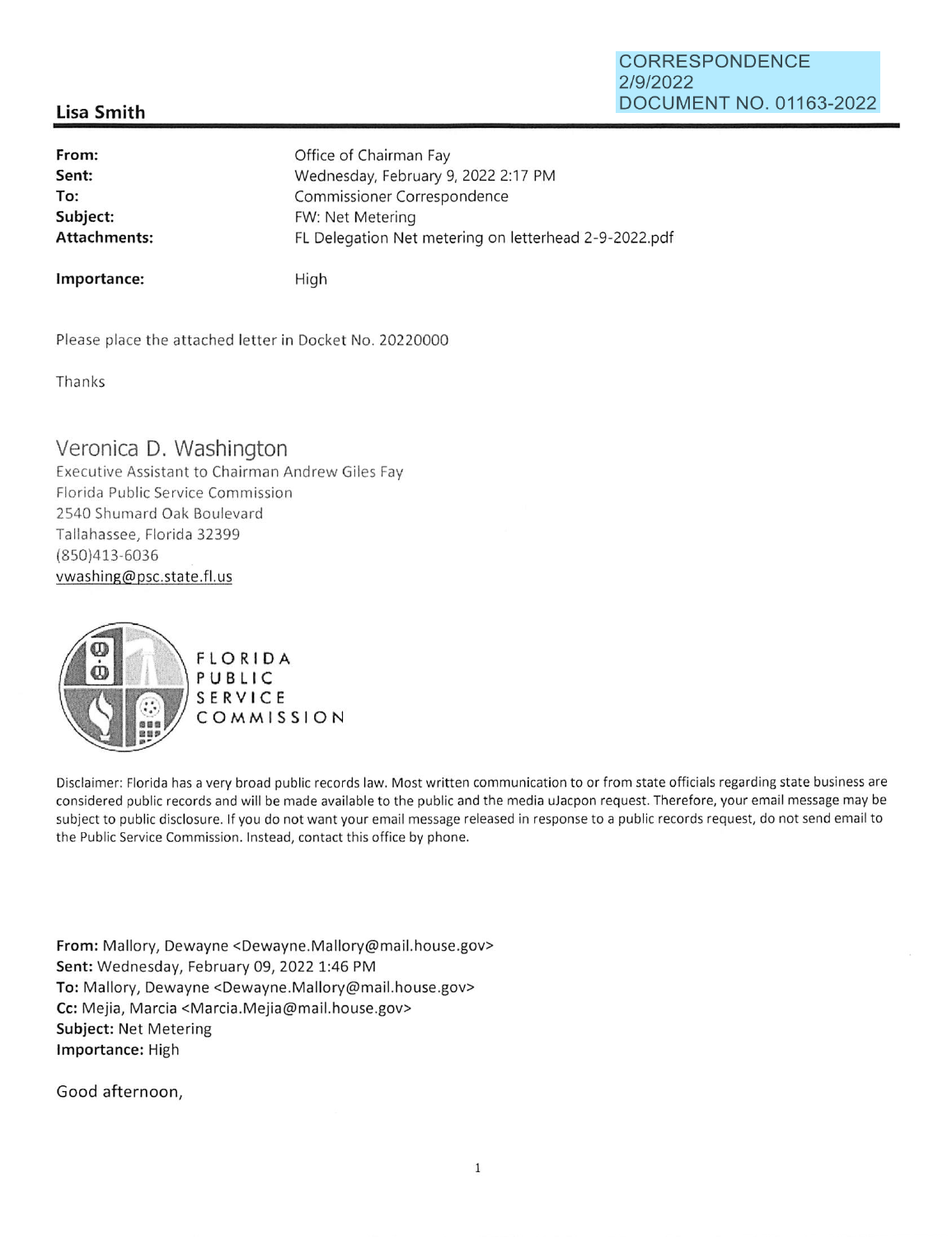CORRESPONDENCE
2/9/2022
DOCUMENT NO. 01163-2022

**Lisa Smith**

| | |
|---|---|
| **From:** | Office of Chairman Fay |
| **Sent:** | Wednesday, February 9, 2022 2:17 PM |
| **To:** | Commissioner Correspondence |
| **Subject:** | FW: Net Metering |
| **Attachments:** | FL Delegation Net metering on letterhead 2-9-2022.pdf |
| **Importance:** | High |

Please place the attached letter in Docket No. 20220000

Thanks

Veronica D. Washington
Executive Assistant to Chairman Andrew Giles Fay
Florida Public Service Commission
2540 Shumard Oak Boulevard
Tallahassee, Florida 32399
(850)413-6036
vwashing@psc.state.fl.us

FLORIDA PUBLIC SERVICE COMMISSION

Disclaimer: Florida has a very broad public records law. Most written communication to or from state officials regarding state business are considered public records and will be made available to the public and the media uJacpon request. Therefore, your email message may be subject to public disclosure. If you do not want your email message released in response to a public records request, do not send email to the Public Service Commission. Instead, contact this office by phone.

**From:** Mallory, Dewayne <Dewayne.Mallory@mail.house.gov>
**Sent:** Wednesday, February 09, 2022 1:46 PM
**To:** Mallory, Dewayne <Dewayne.Mallory@mail.house.gov>
**Cc:** Mejia, Marcia <Marcia.Mejia@mail.house.gov>
**Subject:** Net Metering
**Importance:** High

Good afternoon,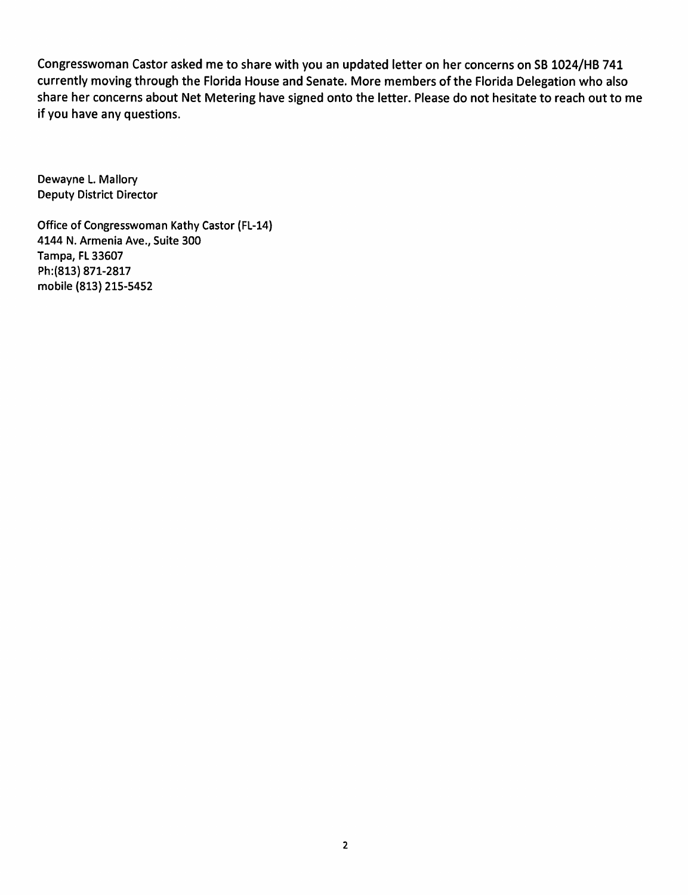Congresswoman Castor asked me to share with you an updated letter on her concerns on SB 1024/HB 741 currently moving through the Florida House and Senate. More members of the Florida Delegation who also share her concerns about Net Metering have signed onto the letter. Please do not hesitate to reach out to me if you have any questions.

Dewayne L. Mallory  
Deputy District Director

Office of Congresswoman Kathy Castor (FL-14)  
4144 N. Armenia Ave., Suite 300  
Tampa, FL 33607  
Ph:(813) 871-2817  
mobile (813) 215-5452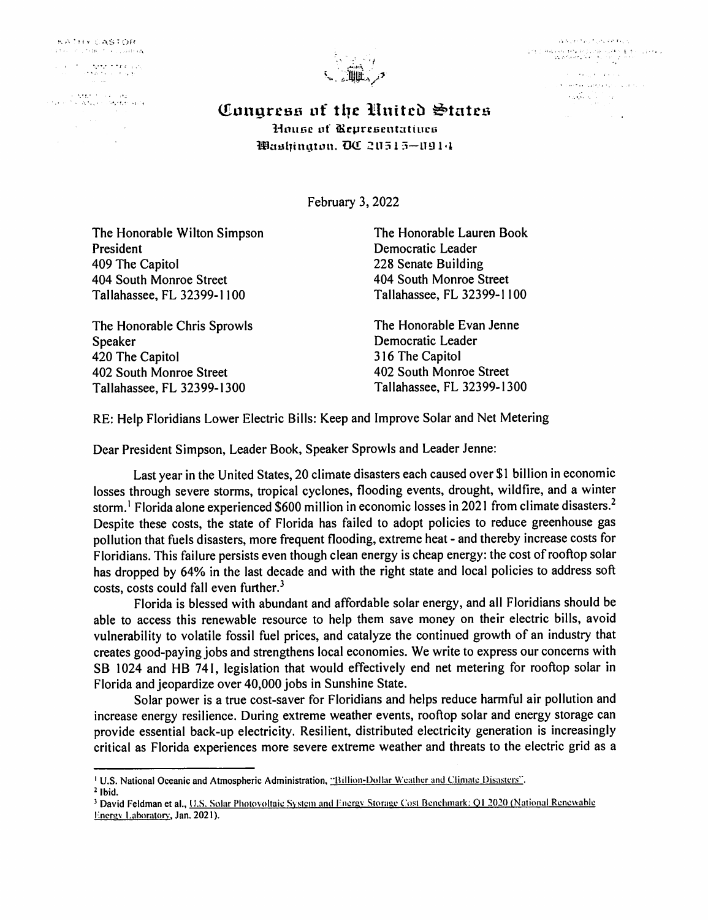# Congress of the United States

House of Representatives

Washington, DC 20515—0914

February 3, 2022

The Honorable Wilton Simpson
President
409 The Capitol
404 South Monroe Street
Tallahassee, FL 32399-1100

The Honorable Lauren Book
Democratic Leader
228 Senate Building
404 South Monroe Street
Tallahassee, FL 32399-1100

The Honorable Chris Sprowls
Speaker
420 The Capitol
402 South Monroe Street
Tallahassee, FL 32399-1300

The Honorable Evan Jenne
Democratic Leader
316 The Capitol
402 South Monroe Street
Tallahassee, FL 32399-1300

RE: Help Floridians Lower Electric Bills: Keep and Improve Solar and Net Metering

Dear President Simpson, Leader Book, Speaker Sprowls and Leader Jenne:

Last year in the United States, 20 climate disasters each caused over $1 billion in economic losses through severe storms, tropical cyclones, flooding events, drought, wildfire, and a winter storm.[1] Florida alone experienced $600 million in economic losses in 2021 from climate disasters.[2] Despite these costs, the state of Florida has failed to adopt policies to reduce greenhouse gas pollution that fuels disasters, more frequent flooding, extreme heat - and thereby increase costs for Floridians. This failure persists even though clean energy is cheap energy: the cost of rooftop solar has dropped by 64% in the last decade and with the right state and local policies to address soft costs, costs could fall even further.[3]

Florida is blessed with abundant and affordable solar energy, and all Floridians should be able to access this renewable resource to help them save money on their electric bills, avoid vulnerability to volatile fossil fuel prices, and catalyze the continued growth of an industry that creates good-paying jobs and strengthens local economies. We write to express our concerns with SB 1024 and HB 741, legislation that would effectively end net metering for rooftop solar in Florida and jeopardize over 40,000 jobs in Sunshine State.

Solar power is a true cost-saver for Floridians and helps reduce harmful air pollution and increase energy resilience. During extreme weather events, rooftop solar and energy storage can provide essential back-up electricity. Resilient, distributed electricity generation is increasingly critical as Florida experiences more severe extreme weather and threats to the electric grid as a

---

[1] U.S. National Oceanic and Atmospheric Administration, "Billion-Dollar Weather and Climate Disasters".

[2] Ibid.

[3] David Feldman et al., U.S. Solar Photovoltaic System and Energy Storage Cost Benchmark: Q1 2020 (National Renewable Energy Laboratory, Jan. 2021).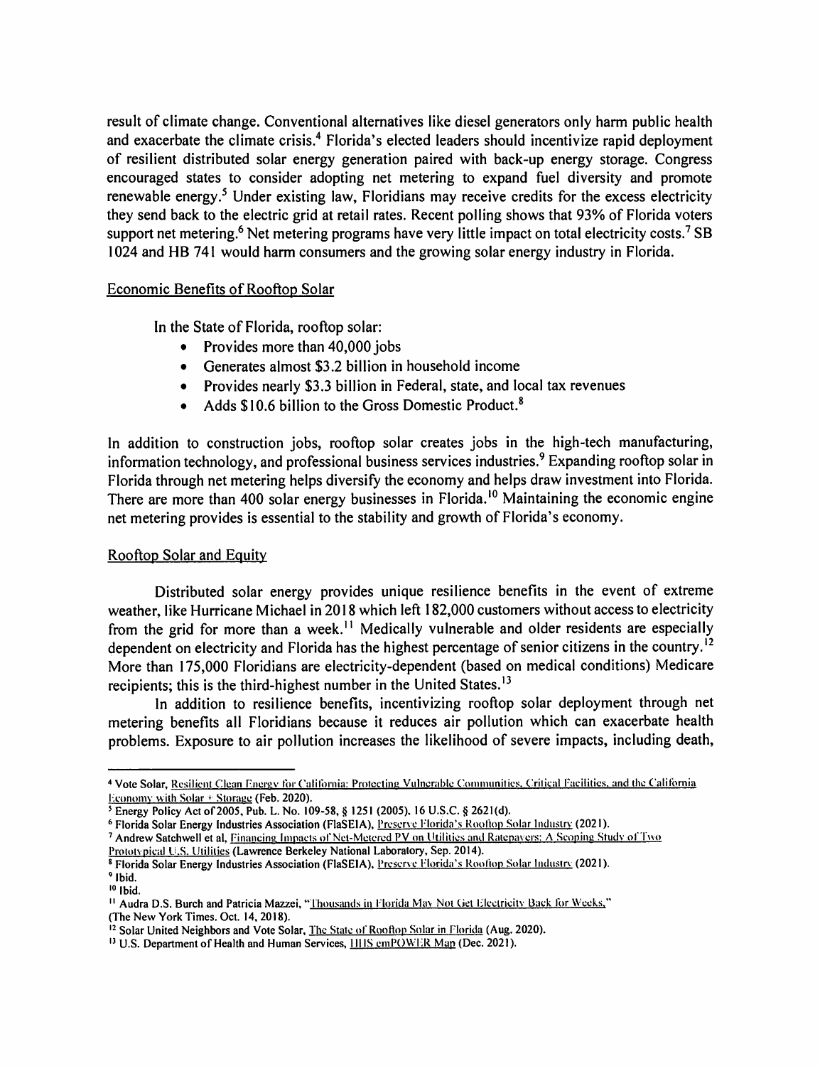result of climate change. Conventional alternatives like diesel generators only harm public health and exacerbate the climate crisis.[4] Florida's elected leaders should incentivize rapid deployment of resilient distributed solar energy generation paired with back-up energy storage. Congress encouraged states to consider adopting net metering to expand fuel diversity and promote renewable energy.[5] Under existing law, Floridians may receive credits for the excess electricity they send back to the electric grid at retail rates. Recent polling shows that 93% of Florida voters support net metering.[6] Net metering programs have very little impact on total electricity costs.[7] SB 1024 and HB 741 would harm consumers and the growing solar energy industry in Florida.

## Economic Benefits of Rooftop Solar

In the State of Florida, rooftop solar:

- Provides more than 40,000 jobs
- Generates almost $3.2 billion in household income
- Provides nearly $3.3 billion in Federal, state, and local tax revenues
- Adds $10.6 billion to the Gross Domestic Product.[8]

In addition to construction jobs, rooftop solar creates jobs in the high-tech manufacturing, information technology, and professional business services industries.[9] Expanding rooftop solar in Florida through net metering helps diversify the economy and helps draw investment into Florida. There are more than 400 solar energy businesses in Florida.[10] Maintaining the economic engine net metering provides is essential to the stability and growth of Florida's economy.

## Rooftop Solar and Equity

Distributed solar energy provides unique resilience benefits in the event of extreme weather, like Hurricane Michael in 2018 which left 182,000 customers without access to electricity from the grid for more than a week.[11] Medically vulnerable and older residents are especially dependent on electricity and Florida has the highest percentage of senior citizens in the country.[12] More than 175,000 Floridians are electricity-dependent (based on medical conditions) Medicare recipients; this is the third-highest number in the United States.[13]

In addition to resilience benefits, incentivizing rooftop solar deployment through net metering benefits all Floridians because it reduces air pollution which can exacerbate health problems. Exposure to air pollution increases the likelihood of severe impacts, including death,

---

[4] Vote Solar, Resilient Clean Energy for California: Protecting Vulnerable Communities, Critical Facilities, and the California Economy with Solar + Storage (Feb. 2020).

[5] Energy Policy Act of 2005, Pub. L. No. 109-58, § 1251 (2005), 16 U.S.C. § 2621(d).

[6] Florida Solar Energy Industries Association (FlaSEIA), Preserve Florida's Rooftop Solar Industry (2021).

[7] Andrew Satchwell et al, Financing Impacts of Net-Metered PV on Utilities and Ratepayers: A Scoping Study of Two Prototypical U.S. Utilities (Lawrence Berkeley National Laboratory, Sep. 2014).

[8] Florida Solar Energy Industries Association (FlaSEIA), Preserve Florida's Rooftop Solar Industry (2021).

[9] Ibid.

[10] Ibid.

[11] Audra D.S. Burch and Patricia Mazzei, "Thousands in Florida May Not Get Electricity Back for Weeks," (The New York Times. Oct. 14, 2018).

[12] Solar United Neighbors and Vote Solar, The State of Rooftop Solar in Florida (Aug. 2020).

[13] U.S. Department of Health and Human Services, HHS emPOWER Map (Dec. 2021).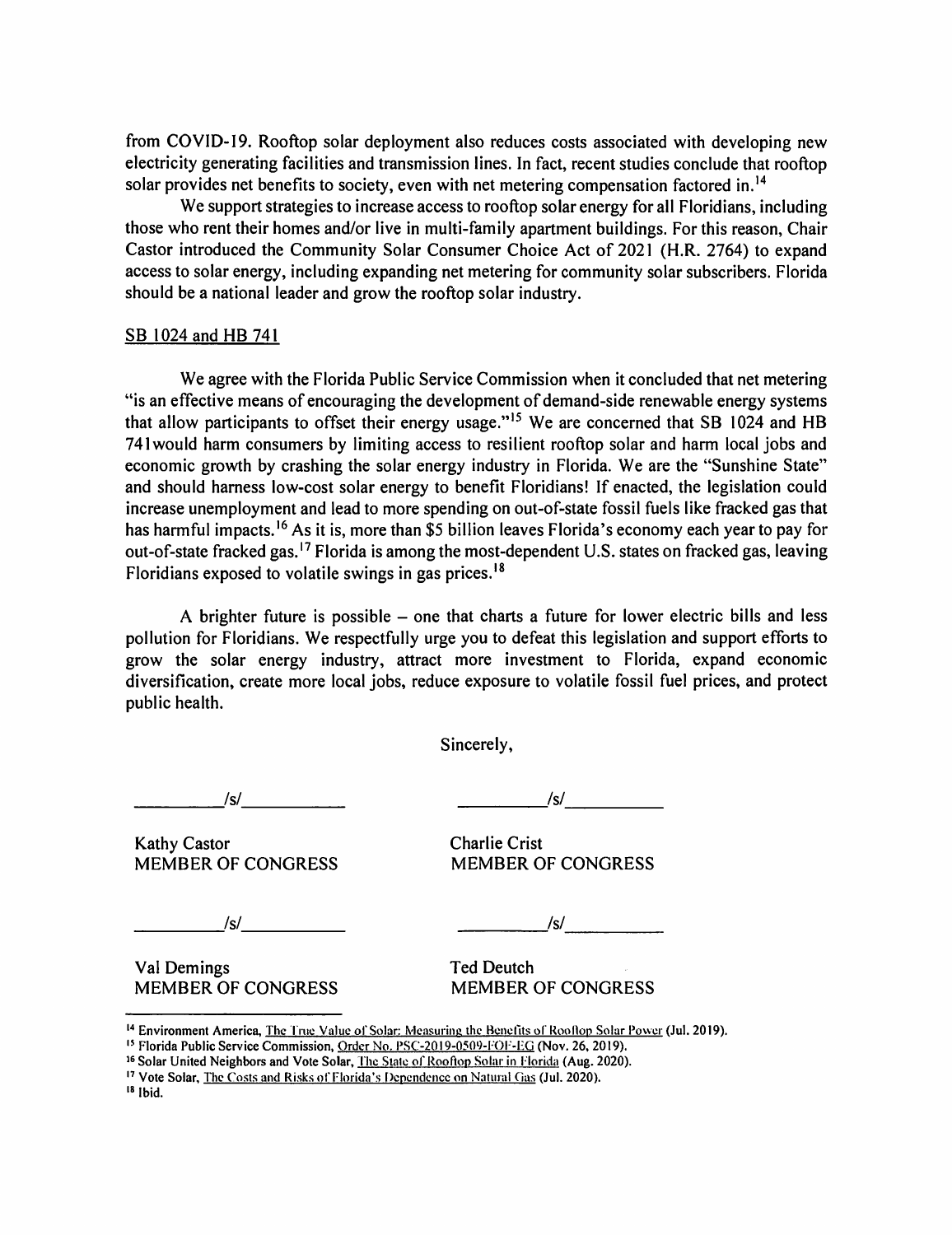from COVID-19. Rooftop solar deployment also reduces costs associated with developing new electricity generating facilities and transmission lines. In fact, recent studies conclude that rooftop solar provides net benefits to society, even with net metering compensation factored in.[14]

We support strategies to increase access to rooftop solar energy for all Floridians, including those who rent their homes and/or live in multi-family apartment buildings. For this reason, Chair Castor introduced the Community Solar Consumer Choice Act of 2021 (H.R. 2764) to expand access to solar energy, including expanding net metering for community solar subscribers. Florida should be a national leader and grow the rooftop solar industry.

<u>SB 1024 and HB 741</u>

We agree with the Florida Public Service Commission when it concluded that net metering "is an effective means of encouraging the development of demand-side renewable energy systems that allow participants to offset their energy usage."[15] We are concerned that SB 1024 and HB 741would harm consumers by limiting access to resilient rooftop solar and harm local jobs and economic growth by crashing the solar energy industry in Florida. We are the "Sunshine State" and should harness low-cost solar energy to benefit Floridians! If enacted, the legislation could increase unemployment and lead to more spending on out-of-state fossil fuels like fracked gas that has harmful impacts.[16] As it is, more than $5 billion leaves Florida's economy each year to pay for out-of-state fracked gas.[17] Florida is among the most-dependent U.S. states on fracked gas, leaving Floridians exposed to volatile swings in gas prices.[18]

A brighter future is possible – one that charts a future for lower electric bills and less pollution for Floridians. We respectfully urge you to defeat this legislation and support efforts to grow the solar energy industry, attract more investment to Florida, expand economic diversification, create more local jobs, reduce exposure to volatile fossil fuel prices, and protect public health.

Sincerely,

/s/
Kathy Castor
MEMBER OF CONGRESS

/s/
Charlie Crist
MEMBER OF CONGRESS

/s/
Val Demings
MEMBER OF CONGRESS

/s/
Ted Deutch
MEMBER OF CONGRESS

---

[14] Environment America, <u>The True Value of Solar: Measuring the Benefits of Rooftop Solar Power</u> (Jul. 2019).

[15] Florida Public Service Commission, <u>Order No. PSC-2019-0509-FOF-EG</u> (Nov. 26, 2019).

[16] Solar United Neighbors and Vote Solar, <u>The State of Rooftop Solar in Florida</u> (Aug. 2020).

[17] Vote Solar, <u>The Costs and Risks of Florida's Dependence on Natural Gas</u> (Jul. 2020).

[18] Ibid.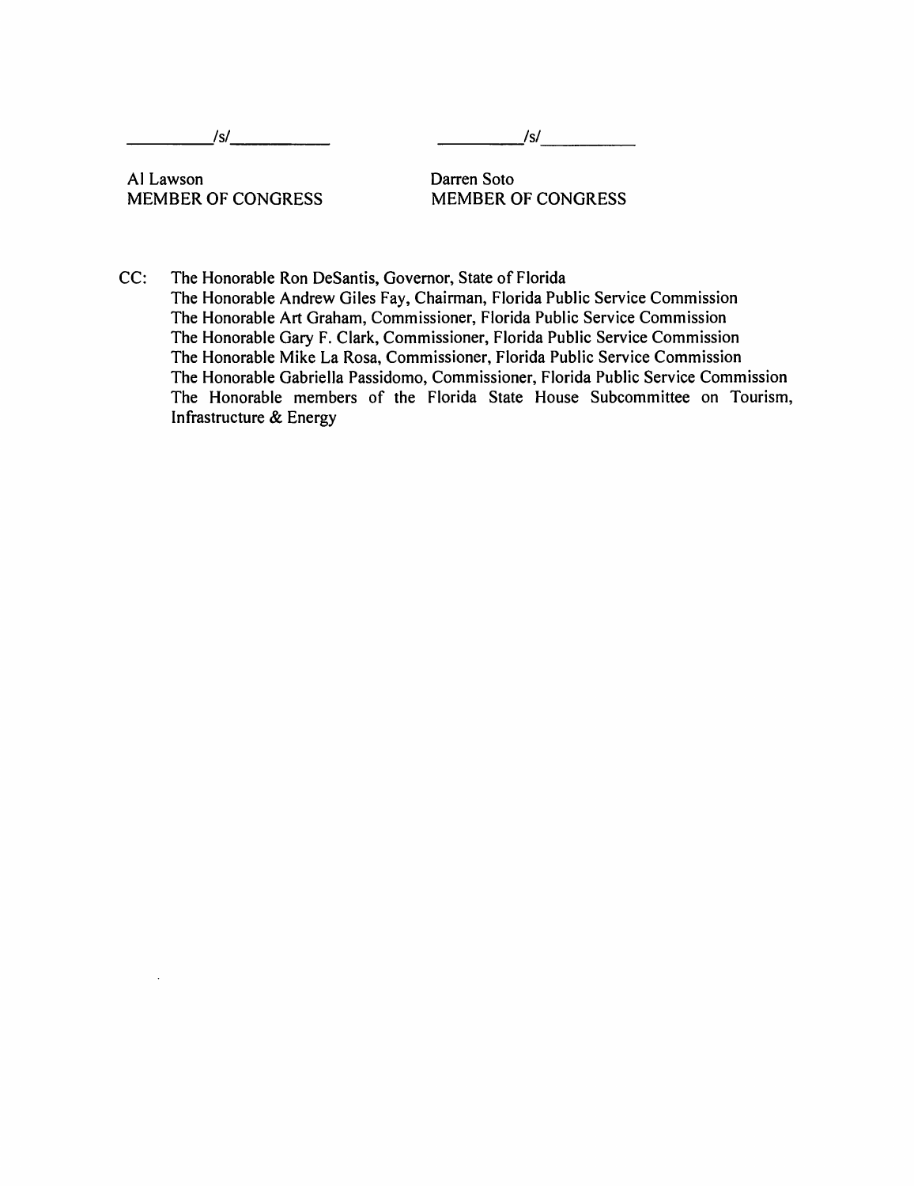/s/ &nbsp;&nbsp;&nbsp;&nbsp;&nbsp;&nbsp;&nbsp;&nbsp; /s/

Al Lawson
MEMBER OF CONGRESS

Darren Soto
MEMBER OF CONGRESS

CC: The Honorable Ron DeSantis, Governor, State of Florida
The Honorable Andrew Giles Fay, Chairman, Florida Public Service Commission
The Honorable Art Graham, Commissioner, Florida Public Service Commission
The Honorable Gary F. Clark, Commissioner, Florida Public Service Commission
The Honorable Mike La Rosa, Commissioner, Florida Public Service Commission
The Honorable Gabriella Passidomo, Commissioner, Florida Public Service Commission
The Honorable members of the Florida State House Subcommittee on Tourism, Infrastructure & Energy